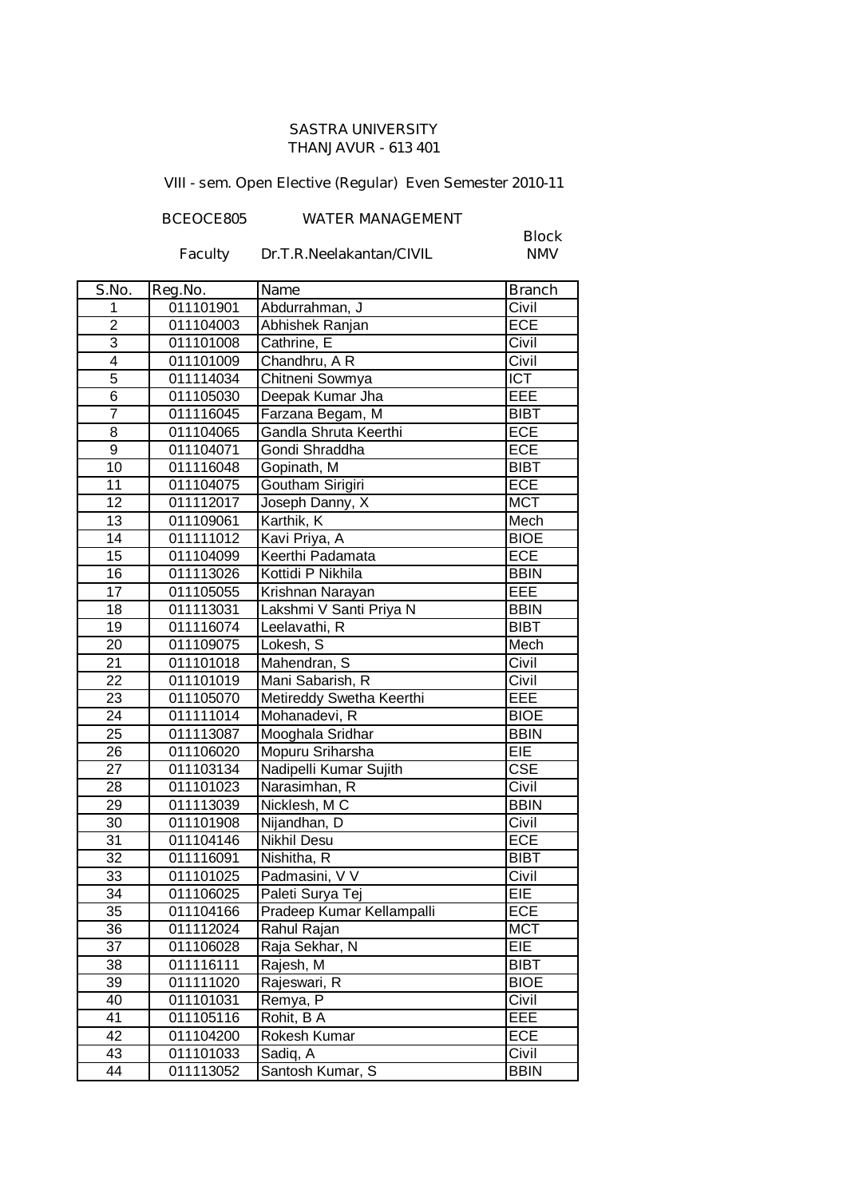SASTRA UNIVERSITY
THANJAVUR - 613 401

VIII - sem. Open Elective (Regular) Even Semester 2010-11

BCEOCE805 WATER MANAGEMENT

Faculty Dr.T.R.Neelakantan/CIVIL

Block NMV

| S.No. | Reg.No. | Name | Branch |
|---|---|---|---|
| 1 | 011101901 | Abdurrahman, J | Civil |
| 2 | 011104003 | Abhishek Ranjan | ECE |
| 3 | 011101008 | Cathrine, E | Civil |
| 4 | 011101009 | Chandhru, A R | Civil |
| 5 | 011114034 | Chitneni Sowmya | ICT |
| 6 | 011105030 | Deepak Kumar Jha | EEE |
| 7 | 011116045 | Farzana Begam, M | BIBT |
| 8 | 011104065 | Gandla Shruta Keerthi | ECE |
| 9 | 011104071 | Gondi Shraddha | ECE |
| 10 | 011116048 | Gopinath, M | BIBT |
| 11 | 011104075 | Goutham Sirigiri | ECE |
| 12 | 011112017 | Joseph Danny, X | MCT |
| 13 | 011109061 | Karthik, K | Mech |
| 14 | 011111012 | Kavi Priya, A | BIOE |
| 15 | 011104099 | Keerthi Padamata | ECE |
| 16 | 011113026 | Kottidi P Nikhila | BBIN |
| 17 | 011105055 | Krishnan Narayan | EEE |
| 18 | 011113031 | Lakshmi V Santi Priya N | BBIN |
| 19 | 011116074 | Leelavathi, R | BIBT |
| 20 | 011109075 | Lokesh, S | Mech |
| 21 | 011101018 | Mahendran, S | Civil |
| 22 | 011101019 | Mani Sabarish, R | Civil |
| 23 | 011105070 | Metireddy Swetha Keerthi | EEE |
| 24 | 011111014 | Mohanadevi, R | BIOE |
| 25 | 011113087 | Mooghala Sridhar | BBIN |
| 26 | 011106020 | Mopuru Sriharsha | EIE |
| 27 | 011103134 | Nadipelli Kumar Sujith | CSE |
| 28 | 011101023 | Narasimhan, R | Civil |
| 29 | 011113039 | Nicklesh, M C | BBIN |
| 30 | 011101908 | Nijandhan, D | Civil |
| 31 | 011104146 | Nikhil Desu | ECE |
| 32 | 011116091 | Nishitha, R | BIBT |
| 33 | 011101025 | Padmasini, V V | Civil |
| 34 | 011106025 | Paleti Surya Tej | EIE |
| 35 | 011104166 | Pradeep Kumar Kellampalli | ECE |
| 36 | 011112024 | Rahul Rajan | MCT |
| 37 | 011106028 | Raja Sekhar, N | EIE |
| 38 | 011116111 | Rajesh, M | BIBT |
| 39 | 011111020 | Rajeswari, R | BIOE |
| 40 | 011101031 | Remya, P | Civil |
| 41 | 011105116 | Rohit, B A | EEE |
| 42 | 011104200 | Rokesh Kumar | ECE |
| 43 | 011101033 | Sadiq, A | Civil |
| 44 | 011113052 | Santosh Kumar, S | BBIN |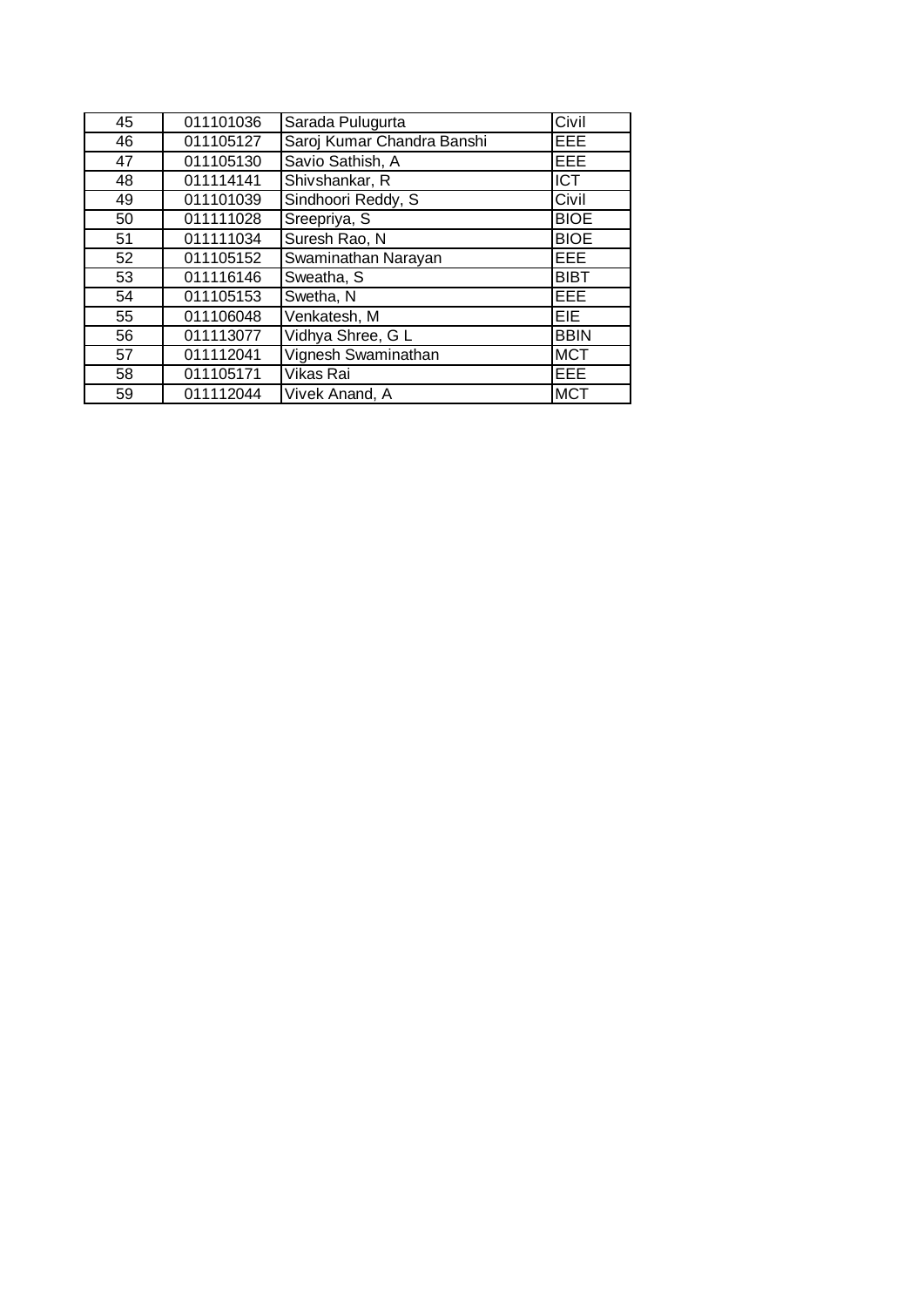| | | | |
|---|---|---|---|
| 45 | 011101036 | Sarada Pulugurta | Civil |
| 46 | 011105127 | Saroj Kumar Chandra Banshi | EEE |
| 47 | 011105130 | Savio Sathish, A | EEE |
| 48 | 011114141 | Shivshankar, R | ICT |
| 49 | 011101039 | Sindhoori Reddy, S | Civil |
| 50 | 011111028 | Sreepriya, S | BIOE |
| 51 | 011111034 | Suresh Rao, N | BIOE |
| 52 | 011105152 | Swaminathan Narayan | EEE |
| 53 | 011116146 | Sweatha, S | BIBT |
| 54 | 011105153 | Swetha, N | EEE |
| 55 | 011106048 | Venkatesh, M | EIE |
| 56 | 011113077 | Vidhya Shree, G L | BBIN |
| 57 | 011112041 | Vignesh Swaminathan | MCT |
| 58 | 011105171 | Vikas Rai | EEE |
| 59 | 011112044 | Vivek Anand, A | MCT |